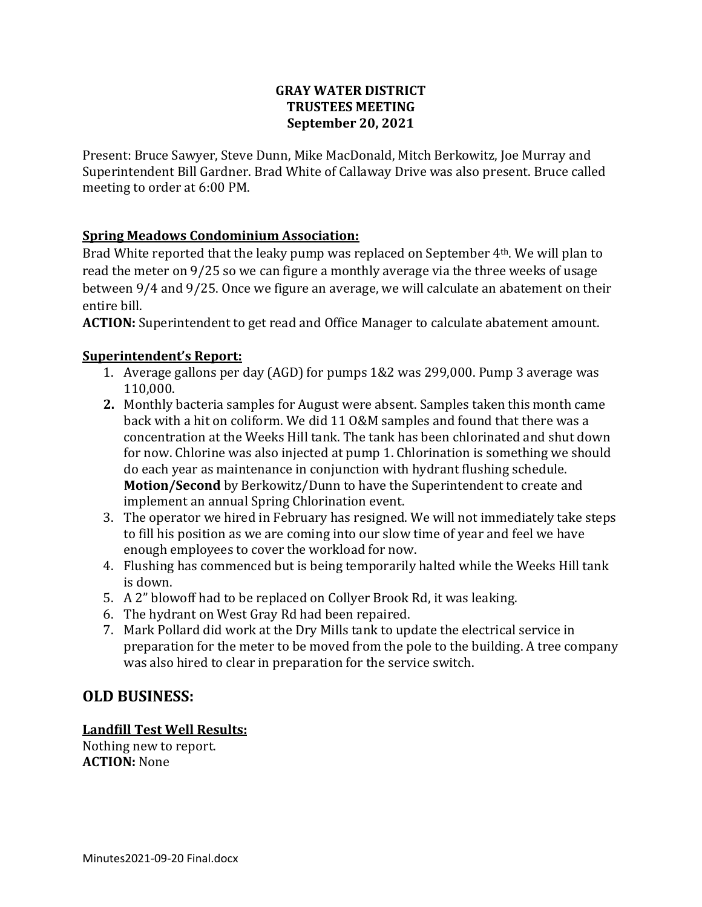**GRAY WATER DISTRICT**
**TRUSTEES MEETING**
**September 20, 2021**

Present: Bruce Sawyer, Steve Dunn, Mike MacDonald, Mitch Berkowitz, Joe Murray and Superintendent Bill Gardner. Brad White of Callaway Drive was also present. Bruce called meeting to order at 6:00 PM.

**Spring Meadows Condominium Association:**

Brad White reported that the leaky pump was replaced on September 4th. We will plan to read the meter on 9/25 so we can figure a monthly average via the three weeks of usage between 9/4 and 9/25. Once we figure an average, we will calculate an abatement on their entire bill.
**ACTION:** Superintendent to get read and Office Manager to calculate abatement amount.

**Superintendent's Report:**

1. Average gallons per day (AGD) for pumps 1&2 was 299,000. Pump 3 average was 110,000.
2. Monthly bacteria samples for August were absent. Samples taken this month came back with a hit on coliform. We did 11 O&M samples and found that there was a concentration at the Weeks Hill tank. The tank has been chlorinated and shut down for now. Chlorine was also injected at pump 1. Chlorination is something we should do each year as maintenance in conjunction with hydrant flushing schedule. **Motion/Second** by Berkowitz/Dunn to have the Superintendent to create and implement an annual Spring Chlorination event.
3. The operator we hired in February has resigned. We will not immediately take steps to fill his position as we are coming into our slow time of year and feel we have enough employees to cover the workload for now.
4. Flushing has commenced but is being temporarily halted while the Weeks Hill tank is down.
5. A 2" blowoff had to be replaced on Collyer Brook Rd, it was leaking.
6. The hydrant on West Gray Rd had been repaired.
7. Mark Pollard did work at the Dry Mills tank to update the electrical service in preparation for the meter to be moved from the pole to the building. A tree company was also hired to clear in preparation for the service switch.

## OLD BUSINESS:

**Landfill Test Well Results:**

Nothing new to report.
**ACTION:** None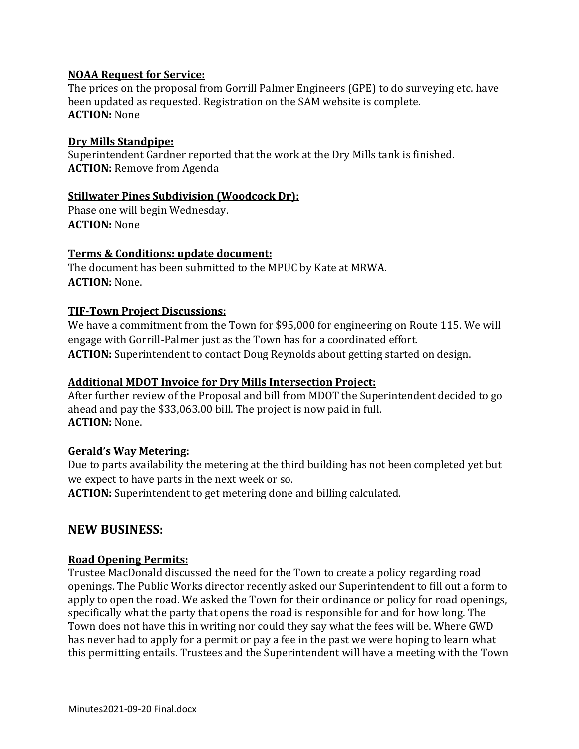**NOAA Request for Service:**
The prices on the proposal from Gorrill Palmer Engineers (GPE) to do surveying etc. have been updated as requested. Registration on the SAM website is complete.
**ACTION:** None

**Dry Mills Standpipe:**
Superintendent Gardner reported that the work at the Dry Mills tank is finished.
**ACTION:** Remove from Agenda

**Stillwater Pines Subdivision (Woodcock Dr):**
Phase one will begin Wednesday.
**ACTION:** None

**Terms & Conditions: update document:**
The document has been submitted to the MPUC by Kate at MRWA.
**ACTION:** None.

**TIF-Town Project Discussions:**
We have a commitment from the Town for $95,000 for engineering on Route 115. We will engage with Gorrill-Palmer just as the Town has for a coordinated effort.
**ACTION:** Superintendent to contact Doug Reynolds about getting started on design.

**Additional MDOT Invoice for Dry Mills Intersection Project:**
After further review of the Proposal and bill from MDOT the Superintendent decided to go ahead and pay the $33,063.00 bill. The project is now paid in full.
**ACTION:** None.

**Gerald's Way Metering:**
Due to parts availability the metering at the third building has not been completed yet but we expect to have parts in the next week or so.
**ACTION:** Superintendent to get metering done and billing calculated.

## NEW BUSINESS:

**Road Opening Permits:**
Trustee MacDonald discussed the need for the Town to create a policy regarding road openings. The Public Works director recently asked our Superintendent to fill out a form to apply to open the road. We asked the Town for their ordinance or policy for road openings, specifically what the party that opens the road is responsible for and for how long. The Town does not have this in writing nor could they say what the fees will be. Where GWD has never had to apply for a permit or pay a fee in the past we were hoping to learn what this permitting entails. Trustees and the Superintendent will have a meeting with the Town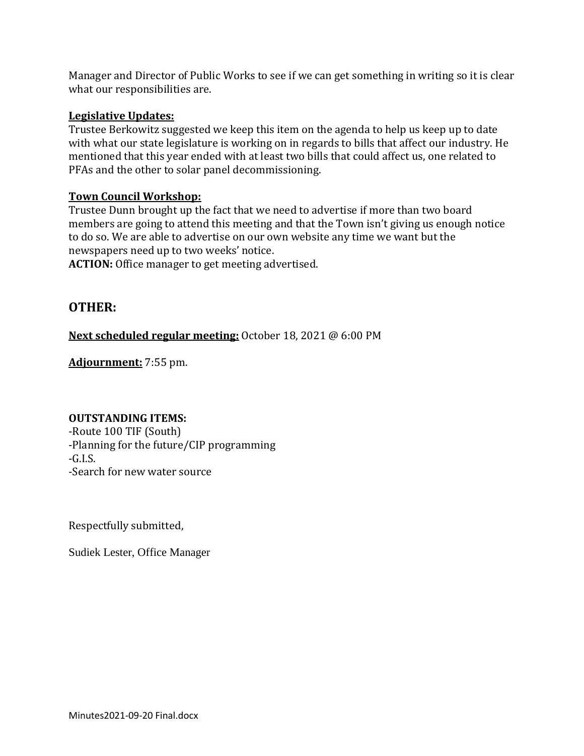Manager and Director of Public Works to see if we can get something in writing so it is clear what our responsibilities are.

**Legislative Updates:**

Trustee Berkowitz suggested we keep this item on the agenda to help us keep up to date with what our state legislature is working on in regards to bills that affect our industry. He mentioned that this year ended with at least two bills that could affect us, one related to PFAs and the other to solar panel decommissioning.

**Town Council Workshop:**

Trustee Dunn brought up the fact that we need to advertise if more than two board members are going to attend this meeting and that the Town isn't giving us enough notice to do so. We are able to advertise on our own website any time we want but the newspapers need up to two weeks' notice.

**ACTION:** Office manager to get meeting advertised.

## OTHER:

**Next scheduled regular meeting:** October 18, 2021 @ 6:00 PM

**Adjournment:** 7:55 pm.

**OUTSTANDING ITEMS:**

-Route 100 TIF (South)
-Planning for the future/CIP programming
-G.I.S.
-Search for new water source

Respectfully submitted,

Sudiek Lester, Office Manager